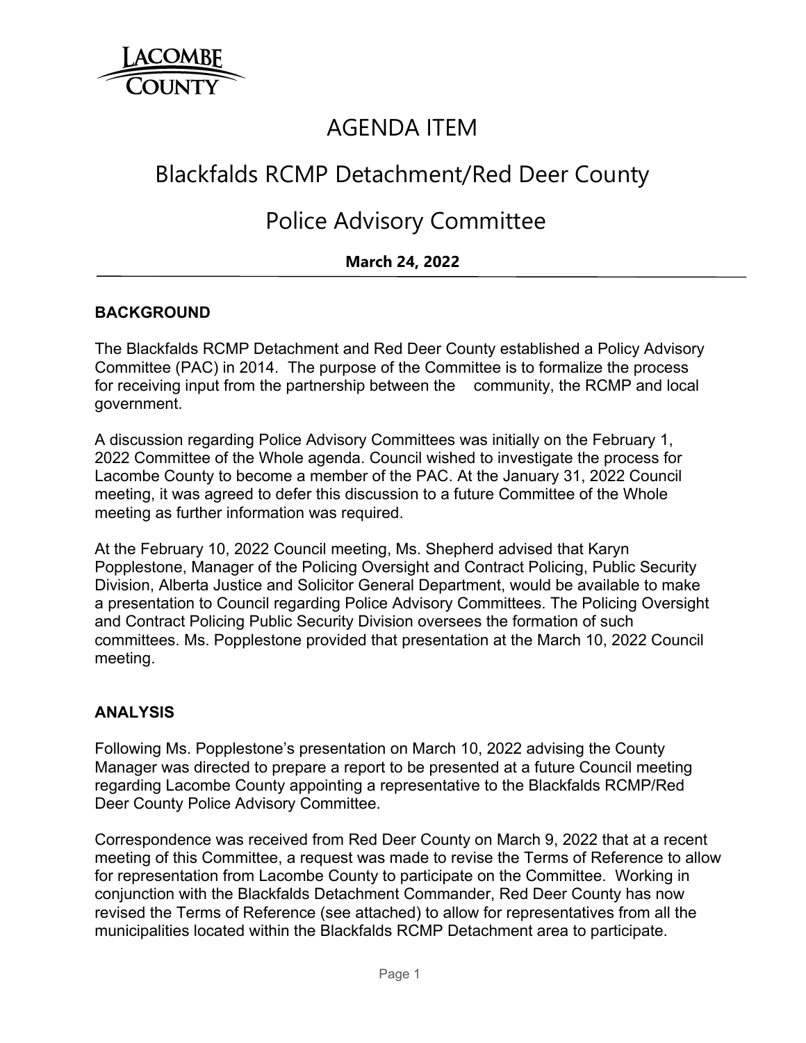LACOMBE COUNTY

# AGENDA ITEM

## Blackfalds RCMP Detachment/Red Deer County

## Police Advisory Committee

**March 24, 2022**

---

**BACKGROUND**

The Blackfalds RCMP Detachment and Red Deer County established a Policy Advisory Committee (PAC) in 2014. The purpose of the Committee is to formalize the process for receiving input from the partnership between the community, the RCMP and local government.

A discussion regarding Police Advisory Committees was initially on the February 1, 2022 Committee of the Whole agenda. Council wished to investigate the process for Lacombe County to become a member of the PAC. At the January 31, 2022 Council meeting, it was agreed to defer this discussion to a future Committee of the Whole meeting as further information was required.

At the February 10, 2022 Council meeting, Ms. Shepherd advised that Karyn Popplestone, Manager of the Policing Oversight and Contract Policing, Public Security Division, Alberta Justice and Solicitor General Department, would be available to make a presentation to Council regarding Police Advisory Committees. The Policing Oversight and Contract Policing Public Security Division oversees the formation of such committees. Ms. Popplestone provided that presentation at the March 10, 2022 Council meeting.

**ANALYSIS**

Following Ms. Popplestone's presentation on March 10, 2022 advising the County Manager was directed to prepare a report to be presented at a future Council meeting regarding Lacombe County appointing a representative to the Blackfalds RCMP/Red Deer County Police Advisory Committee.

Correspondence was received from Red Deer County on March 9, 2022 that at a recent meeting of this Committee, a request was made to revise the Terms of Reference to allow for representation from Lacombe County to participate on the Committee. Working in conjunction with the Blackfalds Detachment Commander, Red Deer County has now revised the Terms of Reference (see attached) to allow for representatives from all the municipalities located within the Blackfalds RCMP Detachment area to participate.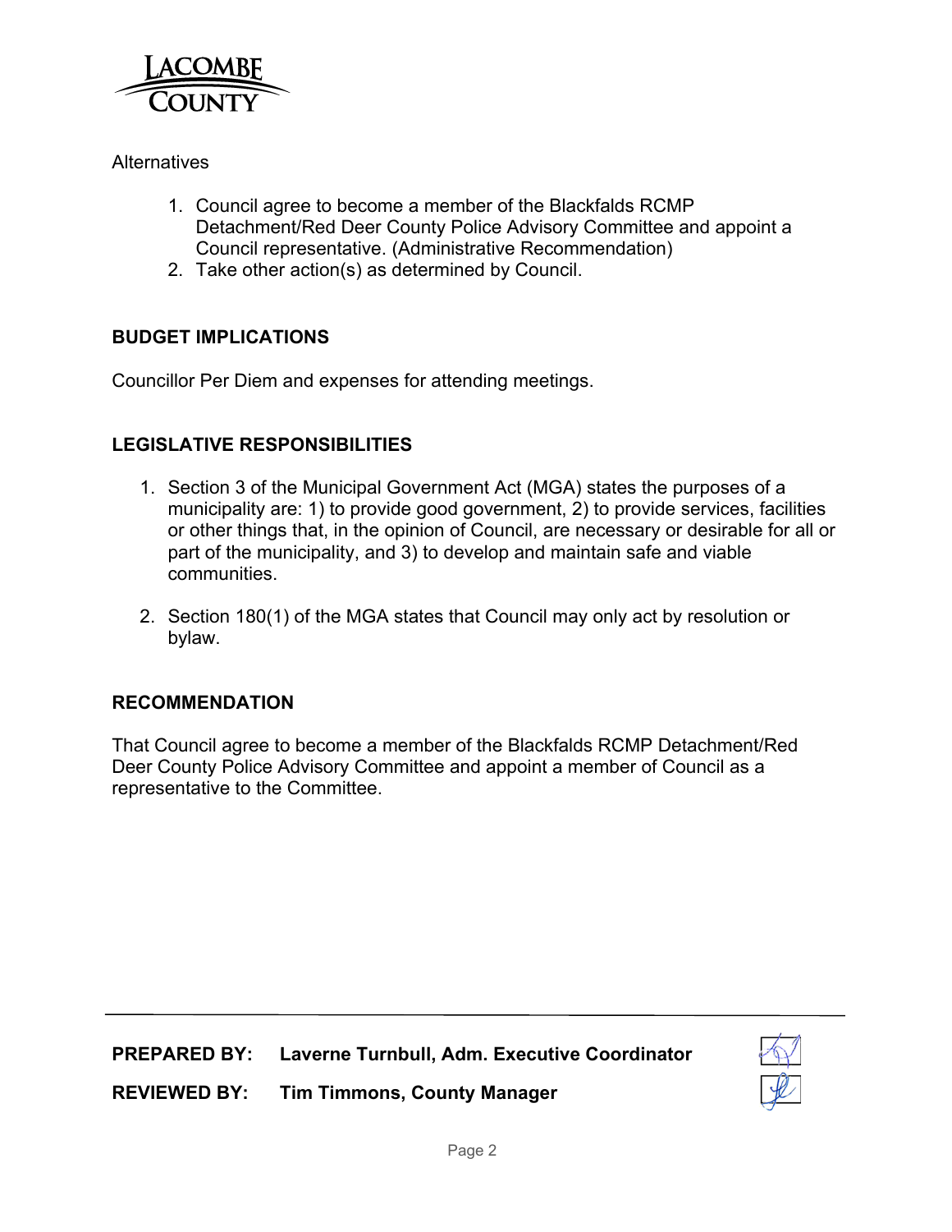Alternatives

1. Council agree to become a member of the Blackfalds RCMP Detachment/Red Deer County Police Advisory Committee and appoint a Council representative. (Administrative Recommendation)
2. Take other action(s) as determined by Council.

## BUDGET IMPLICATIONS

Councillor Per Diem and expenses for attending meetings.

## LEGISLATIVE RESPONSIBILITIES

1. Section 3 of the Municipal Government Act (MGA) states the purposes of a municipality are: 1) to provide good government, 2) to provide services, facilities or other things that, in the opinion of Council, are necessary or desirable for all or part of the municipality, and 3) to develop and maintain safe and viable communities.

2. Section 180(1) of the MGA states that Council may only act by resolution or bylaw.

## RECOMMENDATION

That Council agree to become a member of the Blackfalds RCMP Detachment/Red Deer County Police Advisory Committee and appoint a member of Council as a representative to the Committee.

---

**PREPARED BY:** **Laverne Turnbull, Adm. Executive Coordinator**

**REVIEWED BY:** **Tim Timmons, County Manager**